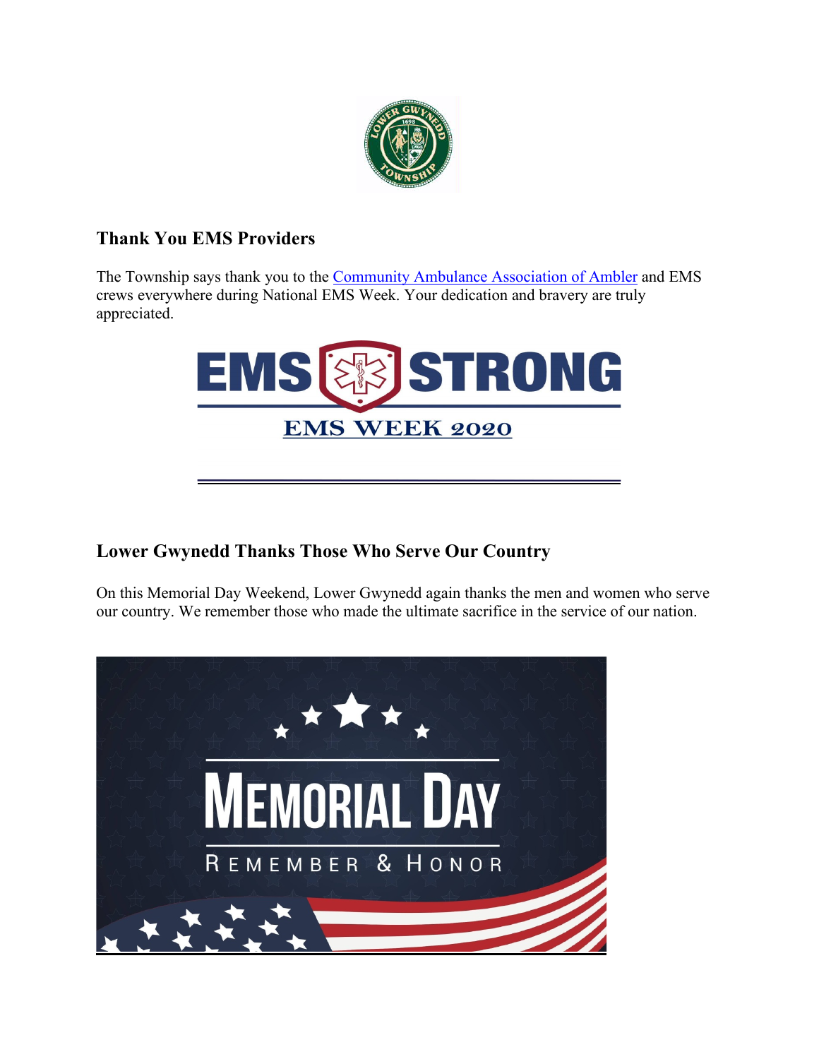## Thank You EMS Providers

The Township says thank you to the [Community Ambulance Association of Ambler] and EMS crews everywhere during National EMS Week. Your dedication and bravery are truly appreciated.

EMS STRONG

EMS WEEK 2020

## Lower Gwynedd Thanks Those Who Serve Our Country

On this Memorial Day Weekend, Lower Gwynedd again thanks the men and women who serve our country. We remember those who made the ultimate sacrifice in the service of our nation.

MEMORIAL DAY

REMEMBER & HONOR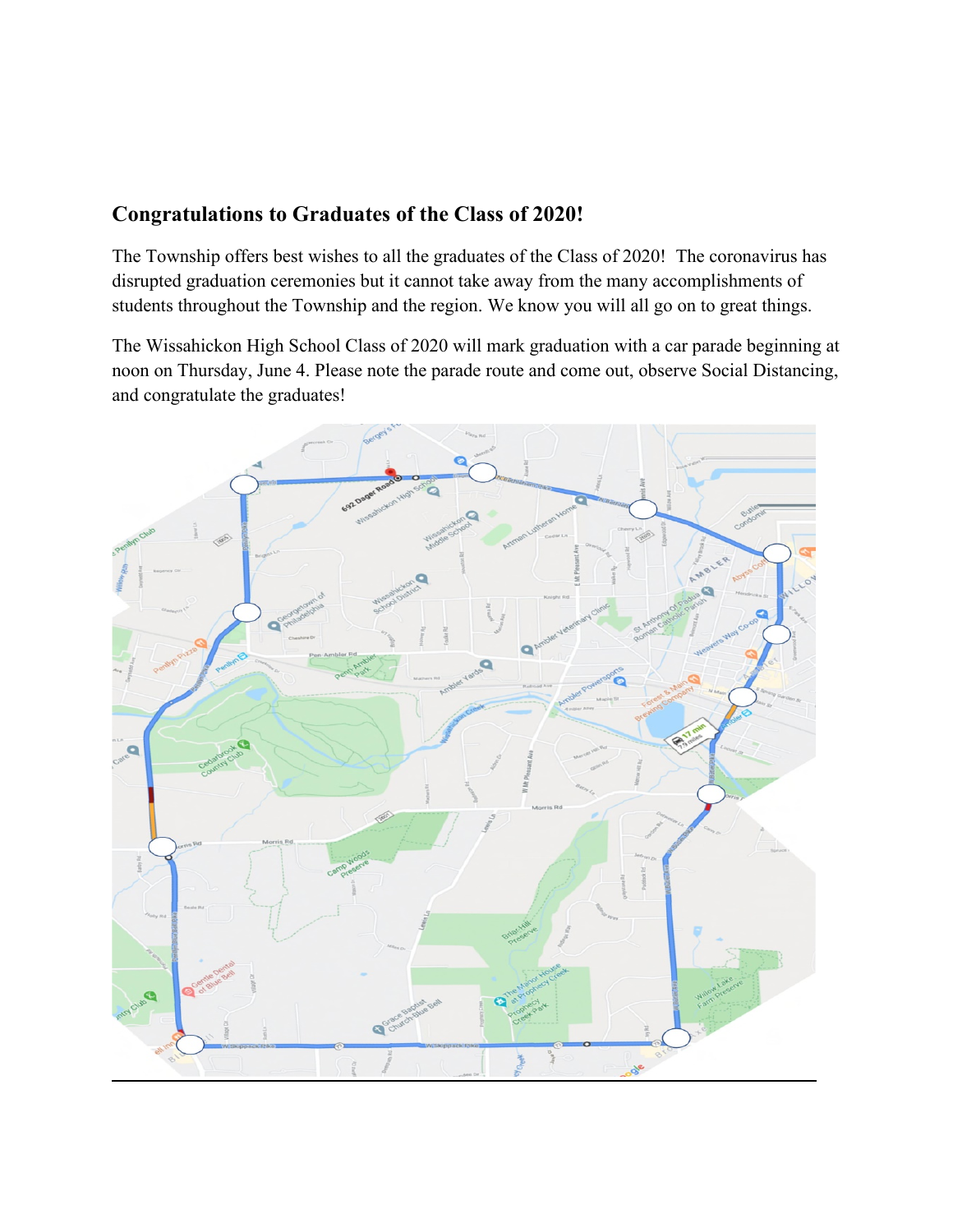## Congratulations to Graduates of the Class of 2020!

The Township offers best wishes to all the graduates of the Class of 2020!  The coronavirus has disrupted graduation ceremonies but it cannot take away from the many accomplishments of students throughout the Township and the region. We know you will all go on to great things.

The Wissahickon High School Class of 2020 will mark graduation with a car parade beginning at noon on Thursday, June 4. Please note the parade route and come out, observe Social Distancing, and congratulate the graduates!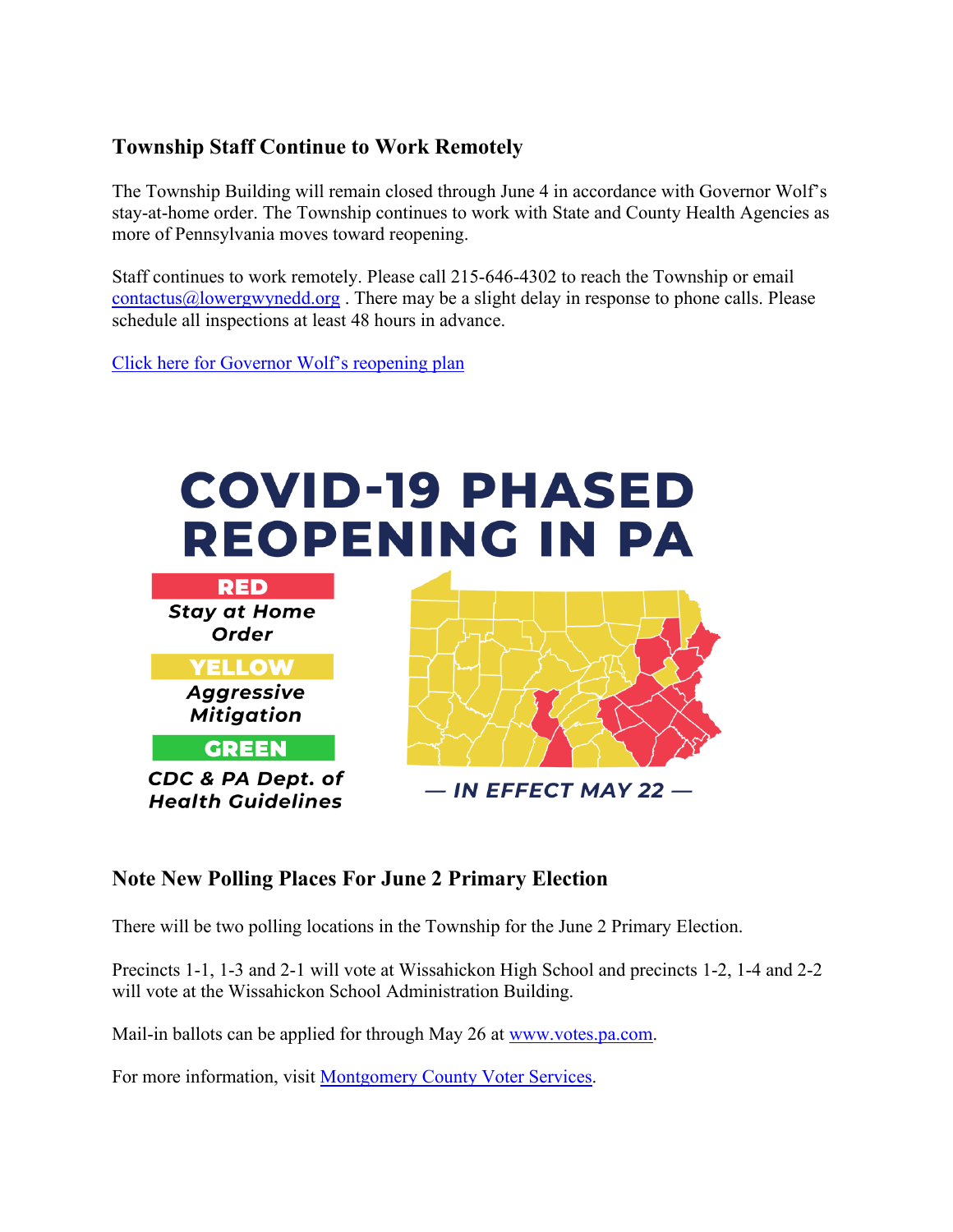## Township Staff Continue to Work Remotely

The Township Building will remain closed through June 4 in accordance with Governor Wolf's stay-at-home order. The Township continues to work with State and County Health Agencies as more of Pennsylvania moves toward reopening.

Staff continues to work remotely. Please call 215-646-4302 to reach the Township or email contactus@lowergwynedd.org . There may be a slight delay in response to phone calls. Please schedule all inspections at least 48 hours in advance.

Click here for Governor Wolf's reopening plan

# COVID-19 PHASED REOPENING IN PA

**RED**
*Stay at Home Order*

**YELLOW**
*Aggressive Mitigation*

**GREEN**
*CDC & PA Dept. of Health Guidelines*

*— IN EFFECT MAY 22 —*

## Note New Polling Places For June 2 Primary Election

There will be two polling locations in the Township for the June 2 Primary Election.

Precincts 1-1, 1-3 and 2-1 will vote at Wissahickon High School and precincts 1-2, 1-4 and 2-2 will vote at the Wissahickon School Administration Building.

Mail-in ballots can be applied for through May 26 at www.votes.pa.com.

For more information, visit Montgomery County Voter Services.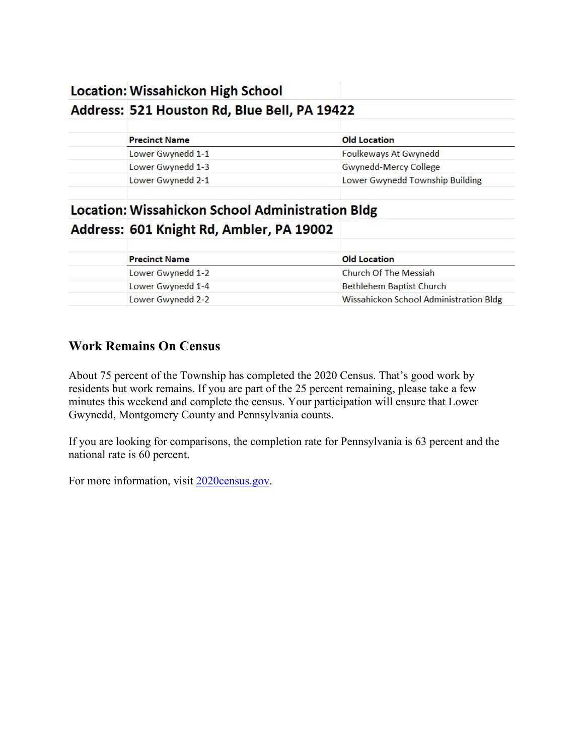**Location: Wissahickon High School**
**Address: 521 Houston Rd, Blue Bell, PA 19422**

| Precinct Name | Old Location |
|---|---|
| Lower Gwynedd 1-1 | Foulkeways At Gwynedd |
| Lower Gwynedd 1-3 | Gwynedd-Mercy College |
| Lower Gwynedd 2-1 | Lower Gwynedd Township Building |

**Location: Wissahickon School Administration Bldg**
**Address: 601 Knight Rd, Ambler, PA 19002**

| Precinct Name | Old Location |
|---|---|
| Lower Gwynedd 1-2 | Church Of The Messiah |
| Lower Gwynedd 1-4 | Bethlehem Baptist Church |
| Lower Gwynedd 2-2 | Wissahickon School Administration Bldg |

## Work Remains On Census

About 75 percent of the Township has completed the 2020 Census. That's good work by residents but work remains. If you are part of the 25 percent remaining, please take a few minutes this weekend and complete the census. Your participation will ensure that Lower Gwynedd, Montgomery County and Pennsylvania counts.

If you are looking for comparisons, the completion rate for Pennsylvania is 63 percent and the national rate is 60 percent.

For more information, visit [2020census.gov](https://2020census.gov).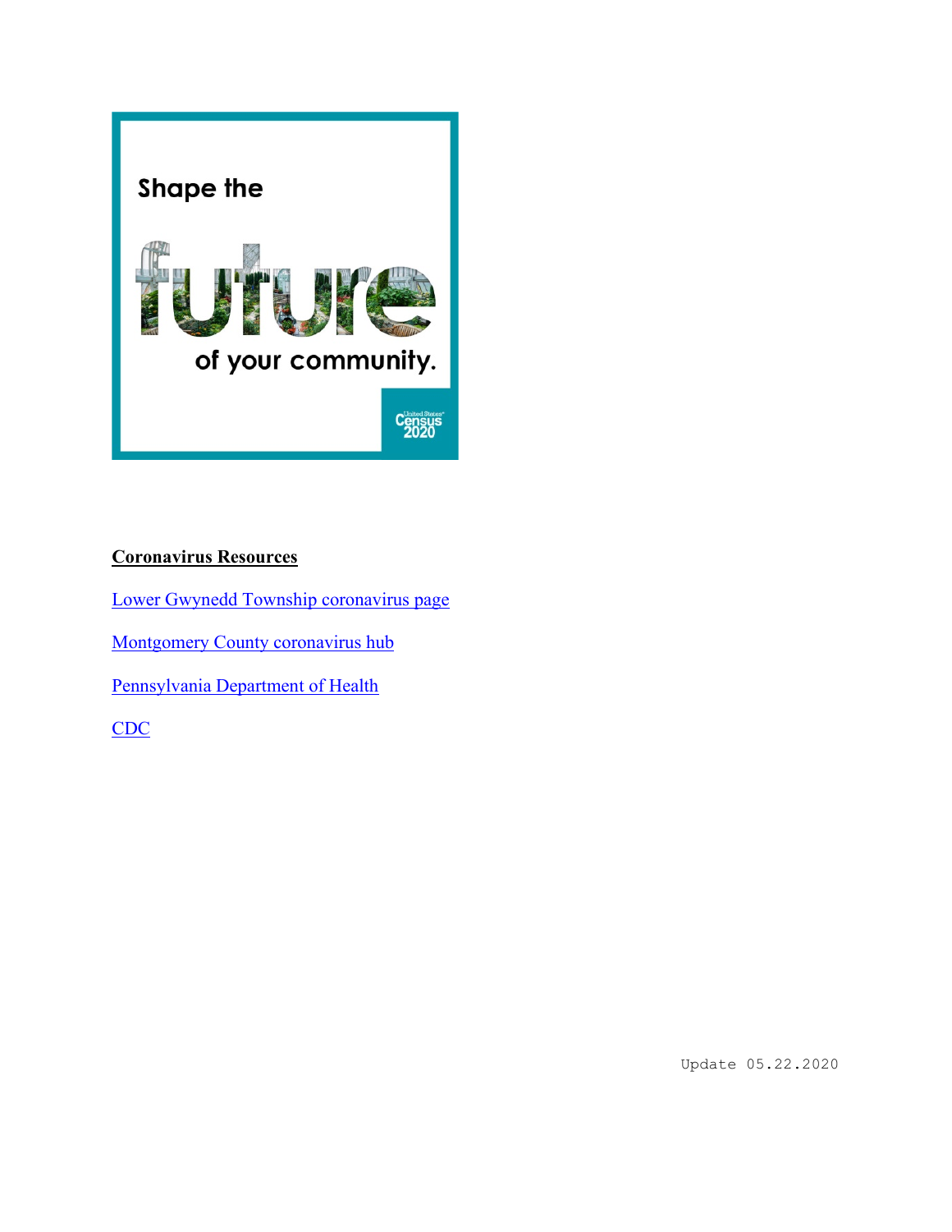Shape the

future

of your community.

United States Census 2020

**Coronavirus Resources**

Lower Gwynedd Township coronavirus page

Montgomery County coronavirus hub

Pennsylvania Department of Health

CDC

Update 05.22.2020